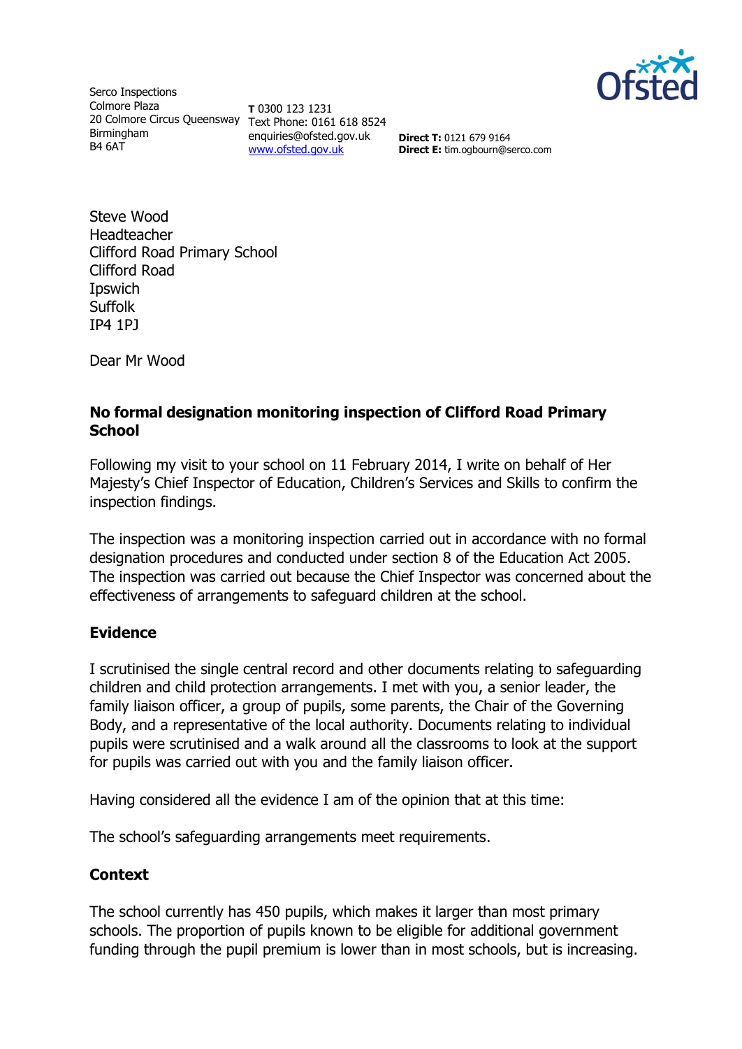Serco Inspections
Colmore Plaza
20 Colmore Circus Queensway
Birmingham
B4 6AT

**T** 0300 123 1231
Text Phone: 0161 618 8524
enquiries@ofsted.gov.uk
www.ofsted.gov.uk

**Direct T:** 0121 679 9164
**Direct E:** tim.ogbourn@serco.com

Steve Wood
Headteacher
Clifford Road Primary School
Clifford Road
Ipswich
Suffolk
IP4 1PJ

Dear Mr Wood

**No formal designation monitoring inspection of Clifford Road Primary School**

Following my visit to your school on 11 February 2014, I write on behalf of Her Majesty's Chief Inspector of Education, Children's Services and Skills to confirm the inspection findings.

The inspection was a monitoring inspection carried out in accordance with no formal designation procedures and conducted under section 8 of the Education Act 2005. The inspection was carried out because the Chief Inspector was concerned about the effectiveness of arrangements to safeguard children at the school.

## Evidence

I scrutinised the single central record and other documents relating to safeguarding children and child protection arrangements. I met with you, a senior leader, the family liaison officer, a group of pupils, some parents, the Chair of the Governing Body, and a representative of the local authority. Documents relating to individual pupils were scrutinised and a walk around all the classrooms to look at the support for pupils was carried out with you and the family liaison officer.

Having considered all the evidence I am of the opinion that at this time:

The school's safeguarding arrangements meet requirements.

## Context

The school currently has 450 pupils, which makes it larger than most primary schools. The proportion of pupils known to be eligible for additional government funding through the pupil premium is lower than in most schools, but is increasing.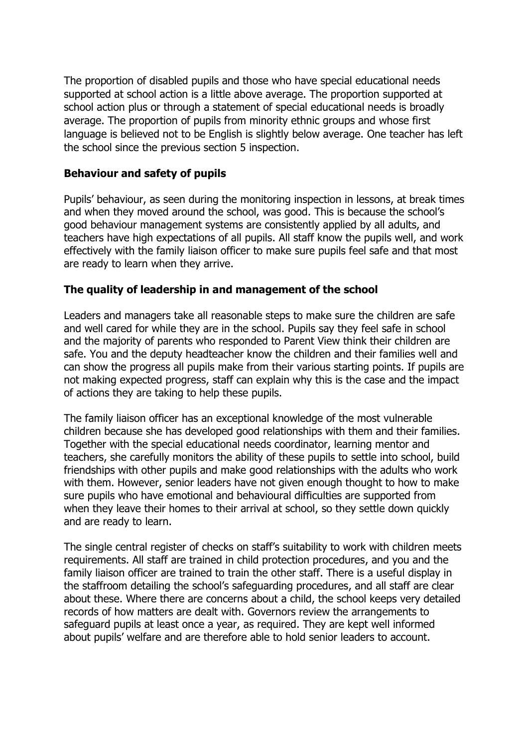The proportion of disabled pupils and those who have special educational needs supported at school action is a little above average. The proportion supported at school action plus or through a statement of special educational needs is broadly average. The proportion of pupils from minority ethnic groups and whose first language is believed not to be English is slightly below average. One teacher has left the school since the previous section 5 inspection.

## Behaviour and safety of pupils

Pupils' behaviour, as seen during the monitoring inspection in lessons, at break times and when they moved around the school, was good. This is because the school's good behaviour management systems are consistently applied by all adults, and teachers have high expectations of all pupils. All staff know the pupils well, and work effectively with the family liaison officer to make sure pupils feel safe and that most are ready to learn when they arrive.

## The quality of leadership in and management of the school

Leaders and managers take all reasonable steps to make sure the children are safe and well cared for while they are in the school. Pupils say they feel safe in school and the majority of parents who responded to Parent View think their children are safe. You and the deputy headteacher know the children and their families well and can show the progress all pupils make from their various starting points. If pupils are not making expected progress, staff can explain why this is the case and the impact of actions they are taking to help these pupils.

The family liaison officer has an exceptional knowledge of the most vulnerable children because she has developed good relationships with them and their families. Together with the special educational needs coordinator, learning mentor and teachers, she carefully monitors the ability of these pupils to settle into school, build friendships with other pupils and make good relationships with the adults who work with them. However, senior leaders have not given enough thought to how to make sure pupils who have emotional and behavioural difficulties are supported from when they leave their homes to their arrival at school, so they settle down quickly and are ready to learn.

The single central register of checks on staff's suitability to work with children meets requirements. All staff are trained in child protection procedures, and you and the family liaison officer are trained to train the other staff. There is a useful display in the staffroom detailing the school's safeguarding procedures, and all staff are clear about these. Where there are concerns about a child, the school keeps very detailed records of how matters are dealt with. Governors review the arrangements to safeguard pupils at least once a year, as required. They are kept well informed about pupils' welfare and are therefore able to hold senior leaders to account.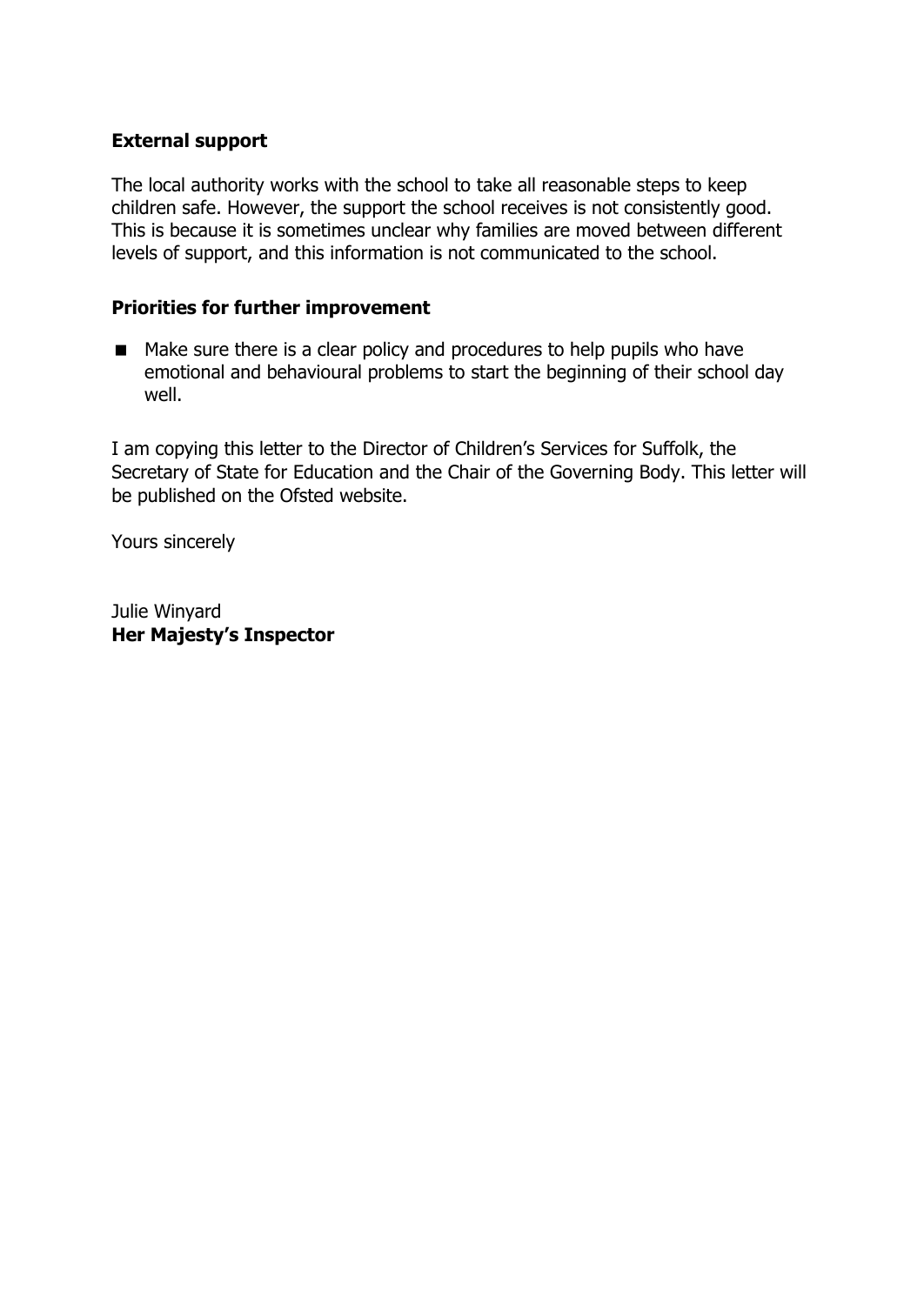### External support

The local authority works with the school to take all reasonable steps to keep children safe. However, the support the school receives is not consistently good. This is because it is sometimes unclear why families are moved between different levels of support, and this information is not communicated to the school.

### Priorities for further improvement

- Make sure there is a clear policy and procedures to help pupils who have emotional and behavioural problems to start the beginning of their school day well.

I am copying this letter to the Director of Children's Services for Suffolk, the Secretary of State for Education and the Chair of the Governing Body. This letter will be published on the Ofsted website.

Yours sincerely

Julie Winyard
**Her Majesty's Inspector**